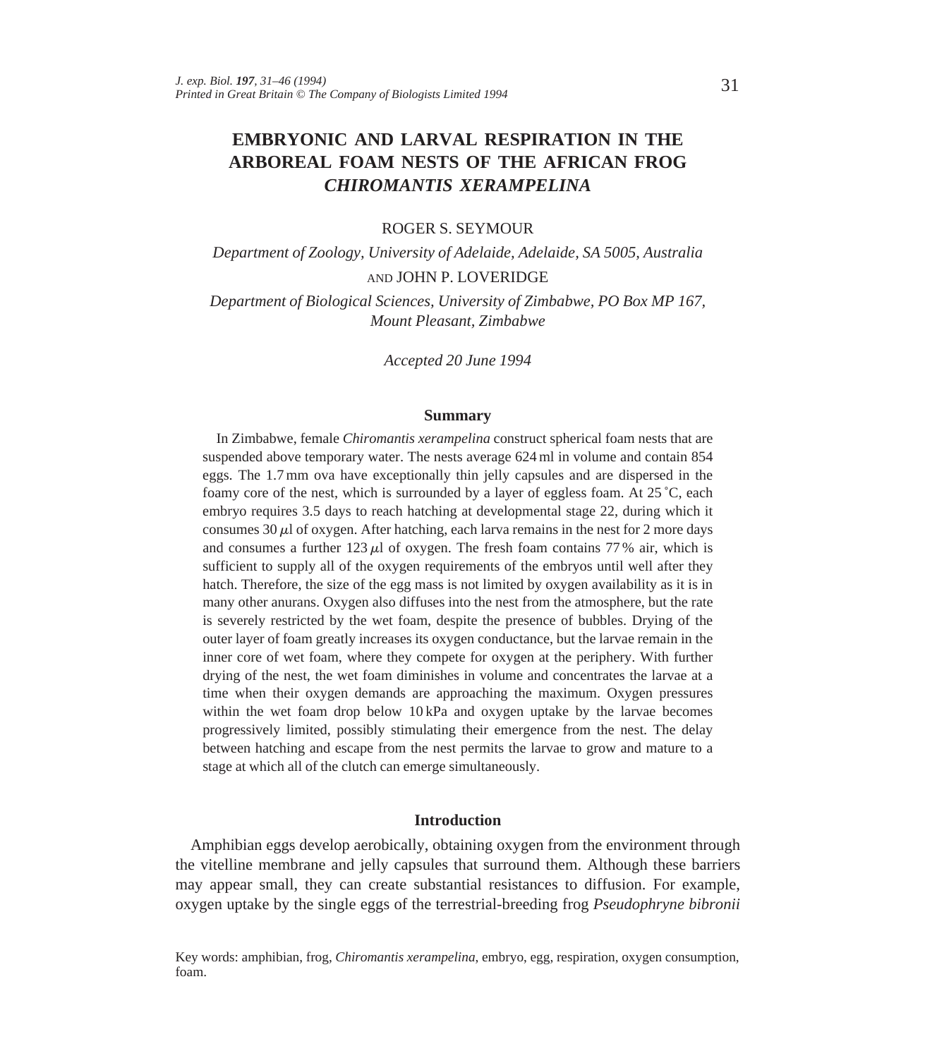# EMBRYONIC AND LARVAL RESPIRATION IN THE ARBOREAL FOAM NESTS OF THE AFRICAN FROG *CHIROMANTIS XERAMPELINA*

ROGER S. SEYMOUR

*Department of Zoology, University of Adelaide, Adelaide, SA 5005, Australia*

AND JOHN P. LOVERIDGE

*Department of Biological Sciences, University of Zimbabwe, PO Box MP 167, Mount Pleasant, Zimbabwe*

*Accepted 20 June 1994*

## Summary

In Zimbabwe, female *Chiromantis xerampelina* construct spherical foam nests that are suspended above temporary water. The nests average 624 ml in volume and contain 854 eggs. The 1.7 mm ova have exceptionally thin jelly capsules and are dispersed in the foamy core of the nest, which is surrounded by a layer of eggless foam. At 25 °C, each embryo requires 3.5 days to reach hatching at developmental stage 22, during which it consumes 30 $\mu$l of oxygen. After hatching, each larva remains in the nest for 2 more days and consumes a further 123 $\mu$l of oxygen. The fresh foam contains 77 % air, which is sufficient to supply all of the oxygen requirements of the embryos until well after they hatch. Therefore, the size of the egg mass is not limited by oxygen availability as it is in many other anurans. Oxygen also diffuses into the nest from the atmosphere, but the rate is severely restricted by the wet foam, despite the presence of bubbles. Drying of the outer layer of foam greatly increases its oxygen conductance, but the larvae remain in the inner core of wet foam, where they compete for oxygen at the periphery. With further drying of the nest, the wet foam diminishes in volume and concentrates the larvae at a time when their oxygen demands are approaching the maximum. Oxygen pressures within the wet foam drop below 10 kPa and oxygen uptake by the larvae becomes progressively limited, possibly stimulating their emergence from the nest. The delay between hatching and escape from the nest permits the larvae to grow and mature to a stage at which all of the clutch can emerge simultaneously.

## Introduction

Amphibian eggs develop aerobically, obtaining oxygen from the environment through the vitelline membrane and jelly capsules that surround them. Although these barriers may appear small, they can create substantial resistances to diffusion. For example, oxygen uptake by the single eggs of the terrestrial-breeding frog *Pseudophryne bibronii*

Key words: amphibian, frog, *Chiromantis xerampelina*, embryo, egg, respiration, oxygen consumption, foam.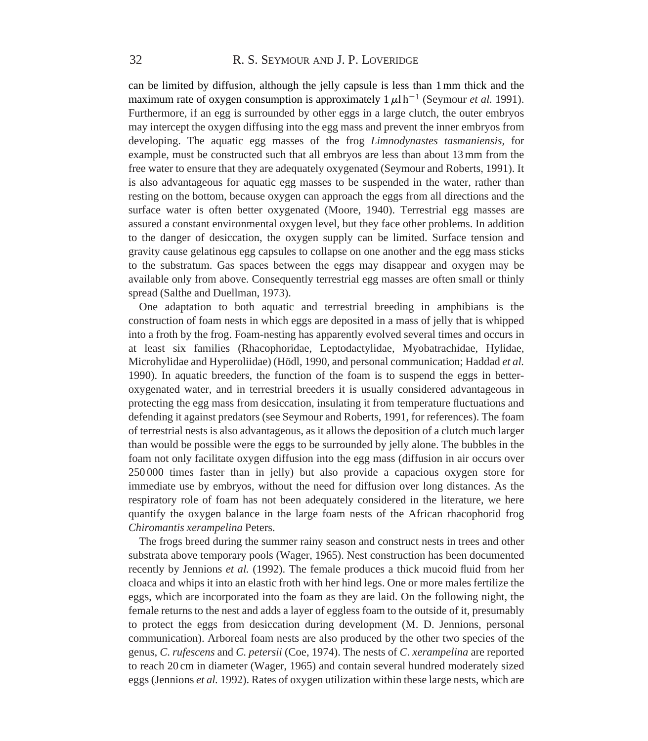can be limited by diffusion, although the jelly capsule is less than 1 mm thick and the maximum rate of oxygen consumption is approximately $1\,\mu l\,h^{-1}$ (Seymour *et al.* 1991). Furthermore, if an egg is surrounded by other eggs in a large clutch, the outer embryos may intercept the oxygen diffusing into the egg mass and prevent the inner embryos from developing. The aquatic egg masses of the frog *Limnodynastes tasmaniensis*, for example, must be constructed such that all embryos are less than about 13 mm from the free water to ensure that they are adequately oxygenated (Seymour and Roberts, 1991). It is also advantageous for aquatic egg masses to be suspended in the water, rather than resting on the bottom, because oxygen can approach the eggs from all directions and the surface water is often better oxygenated (Moore, 1940). Terrestrial egg masses are assured a constant environmental oxygen level, but they face other problems. In addition to the danger of desiccation, the oxygen supply can be limited. Surface tension and gravity cause gelatinous egg capsules to collapse on one another and the egg mass sticks to the substratum. Gas spaces between the eggs may disappear and oxygen may be available only from above. Consequently terrestrial egg masses are often small or thinly spread (Salthe and Duellman, 1973).

One adaptation to both aquatic and terrestrial breeding in amphibians is the construction of foam nests in which eggs are deposited in a mass of jelly that is whipped into a froth by the frog. Foam-nesting has apparently evolved several times and occurs in at least six families (Rhacophoridae, Leptodactylidae, Myobatrachidae, Hylidae, Microhylidae and Hyperoliidae) (Hödl, 1990, and personal communication; Haddad *et al.* 1990). In aquatic breeders, the function of the foam is to suspend the eggs in better-oxygenated water, and in terrestrial breeders it is usually considered advantageous in protecting the egg mass from desiccation, insulating it from temperature fluctuations and defending it against predators (see Seymour and Roberts, 1991, for references). The foam of terrestrial nests is also advantageous, as it allows the deposition of a clutch much larger than would be possible were the eggs to be surrounded by jelly alone. The bubbles in the foam not only facilitate oxygen diffusion into the egg mass (diffusion in air occurs over 250 000 times faster than in jelly) but also provide a capacious oxygen store for immediate use by embryos, without the need for diffusion over long distances. As the respiratory role of foam has not been adequately considered in the literature, we here quantify the oxygen balance in the large foam nests of the African rhacophorid frog *Chiromantis xerampelina* Peters.

The frogs breed during the summer rainy season and construct nests in trees and other substrata above temporary pools (Wager, 1965). Nest construction has been documented recently by Jennions *et al.* (1992). The female produces a thick mucoid fluid from her cloaca and whips it into an elastic froth with her hind legs. One or more males fertilize the eggs, which are incorporated into the foam as they are laid. On the following night, the female returns to the nest and adds a layer of eggless foam to the outside of it, presumably to protect the eggs from desiccation during development (M. D. Jennions, personal communication). Arboreal foam nests are also produced by the other two species of the genus, *C. rufescens* and *C. petersii* (Coe, 1974). The nests of *C. xerampelina* are reported to reach 20 cm in diameter (Wager, 1965) and contain several hundred moderately sized eggs (Jennions *et al.* 1992). Rates of oxygen utilization within these large nests, which are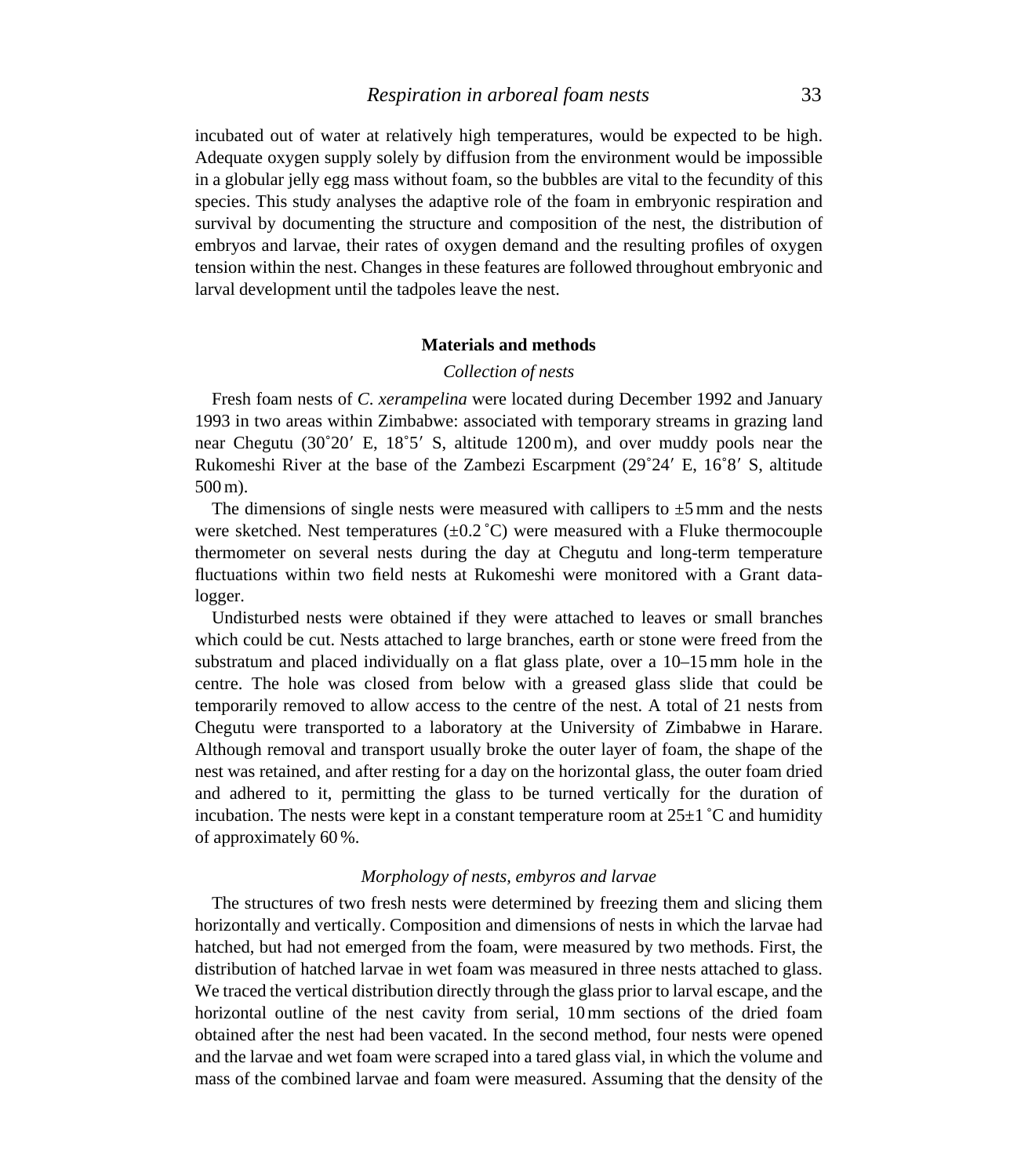incubated out of water at relatively high temperatures, would be expected to be high. Adequate oxygen supply solely by diffusion from the environment would be impossible in a globular jelly egg mass without foam, so the bubbles are vital to the fecundity of this species. This study analyses the adaptive role of the foam in embryonic respiration and survival by documenting the structure and composition of the nest, the distribution of embryos and larvae, their rates of oxygen demand and the resulting profiles of oxygen tension within the nest. Changes in these features are followed throughout embryonic and larval development until the tadpoles leave the nest.

## Materials and methods

### *Collection of nests*

Fresh foam nests of *C. xerampelina* were located during December 1992 and January 1993 in two areas within Zimbabwe: associated with temporary streams in grazing land near Chegutu (30˚20′ E, 18˚5′ S, altitude 1200 m), and over muddy pools near the Rukomeshi River at the base of the Zambezi Escarpment (29˚24′ E, 16˚8′ S, altitude 500 m).

The dimensions of single nests were measured with callipers to ±5 mm and the nests were sketched. Nest temperatures (±0.2 ˚C) were measured with a Fluke thermocouple thermometer on several nests during the day at Chegutu and long-term temperature fluctuations within two field nests at Rukomeshi were monitored with a Grant data-logger.

Undisturbed nests were obtained if they were attached to leaves or small branches which could be cut. Nests attached to large branches, earth or stone were freed from the substratum and placed individually on a flat glass plate, over a 10–15 mm hole in the centre. The hole was closed from below with a greased glass slide that could be temporarily removed to allow access to the centre of the nest. A total of 21 nests from Chegutu were transported to a laboratory at the University of Zimbabwe in Harare. Although removal and transport usually broke the outer layer of foam, the shape of the nest was retained, and after resting for a day on the horizontal glass, the outer foam dried and adhered to it, permitting the glass to be turned vertically for the duration of incubation. The nests were kept in a constant temperature room at 25±1 ˚C and humidity of approximately 60 %.

### *Morphology of nests, embyros and larvae*

The structures of two fresh nests were determined by freezing them and slicing them horizontally and vertically. Composition and dimensions of nests in which the larvae had hatched, but had not emerged from the foam, were measured by two methods. First, the distribution of hatched larvae in wet foam was measured in three nests attached to glass. We traced the vertical distribution directly through the glass prior to larval escape, and the horizontal outline of the nest cavity from serial, 10 mm sections of the dried foam obtained after the nest had been vacated. In the second method, four nests were opened and the larvae and wet foam were scraped into a tared glass vial, in which the volume and mass of the combined larvae and foam were measured. Assuming that the density of the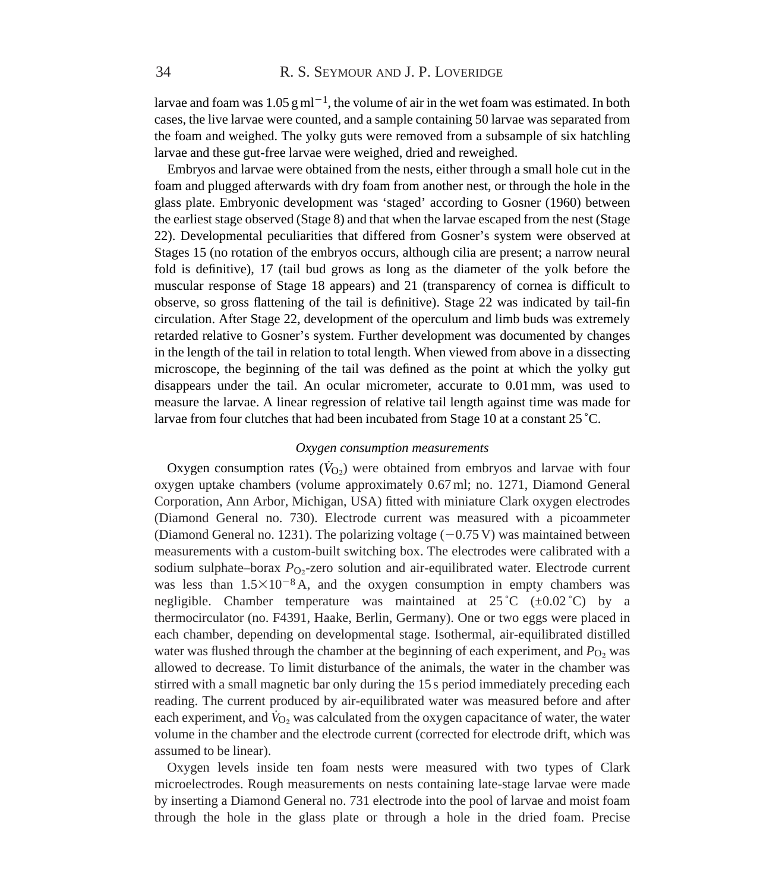larvae and foam was 1.05 g ml$^{-1}$, the volume of air in the wet foam was estimated. In both cases, the live larvae were counted, and a sample containing 50 larvae was separated from the foam and weighed. The yolky guts were removed from a subsample of six hatchling larvae and these gut-free larvae were weighed, dried and reweighed.

Embryos and larvae were obtained from the nests, either through a small hole cut in the foam and plugged afterwards with dry foam from another nest, or through the hole in the glass plate. Embryonic development was 'staged' according to Gosner (1960) between the earliest stage observed (Stage 8) and that when the larvae escaped from the nest (Stage 22). Developmental peculiarities that differed from Gosner's system were observed at Stages 15 (no rotation of the embryos occurs, although cilia are present; a narrow neural fold is definitive), 17 (tail bud grows as long as the diameter of the yolk before the muscular response of Stage 18 appears) and 21 (transparency of cornea is difficult to observe, so gross flattening of the tail is definitive). Stage 22 was indicated by tail-fin circulation. After Stage 22, development of the operculum and limb buds was extremely retarded relative to Gosner's system. Further development was documented by changes in the length of the tail in relation to total length. When viewed from above in a dissecting microscope, the beginning of the tail was defined as the point at which the yolky gut disappears under the tail. An ocular micrometer, accurate to 0.01 mm, was used to measure the larvae. A linear regression of relative tail length against time was made for larvae from four clutches that had been incubated from Stage 10 at a constant 25 ˚C.

### *Oxygen consumption measurements*

Oxygen consumption rates ($\dot{V}_{O_2}$) were obtained from embryos and larvae with four oxygen uptake chambers (volume approximately 0.67 ml; no. 1271, Diamond General Corporation, Ann Arbor, Michigan, USA) fitted with miniature Clark oxygen electrodes (Diamond General no. 730). Electrode current was measured with a picoammeter (Diamond General no. 1231). The polarizing voltage (−0.75 V) was maintained between measurements with a custom-built switching box. The electrodes were calibrated with a sodium sulphate–borax $P_{O_2}$-zero solution and air-equilibrated water. Electrode current was less than $1.5\times10^{-8}$ A, and the oxygen consumption in empty chambers was negligible. Chamber temperature was maintained at 25 ˚C (±0.02 ˚C) by a thermocirculator (no. F4391, Haake, Berlin, Germany). One or two eggs were placed in each chamber, depending on developmental stage. Isothermal, air-equilibrated distilled water was flushed through the chamber at the beginning of each experiment, and $P_{O_2}$ was allowed to decrease. To limit disturbance of the animals, the water in the chamber was stirred with a small magnetic bar only during the 15 s period immediately preceding each reading. The current produced by air-equilibrated water was measured before and after each experiment, and $\dot{V}_{O_2}$ was calculated from the oxygen capacitance of water, the water volume in the chamber and the electrode current (corrected for electrode drift, which was assumed to be linear).

Oxygen levels inside ten foam nests were measured with two types of Clark microelectrodes. Rough measurements on nests containing late-stage larvae were made by inserting a Diamond General no. 731 electrode into the pool of larvae and moist foam through the hole in the glass plate or through a hole in the dried foam. Precise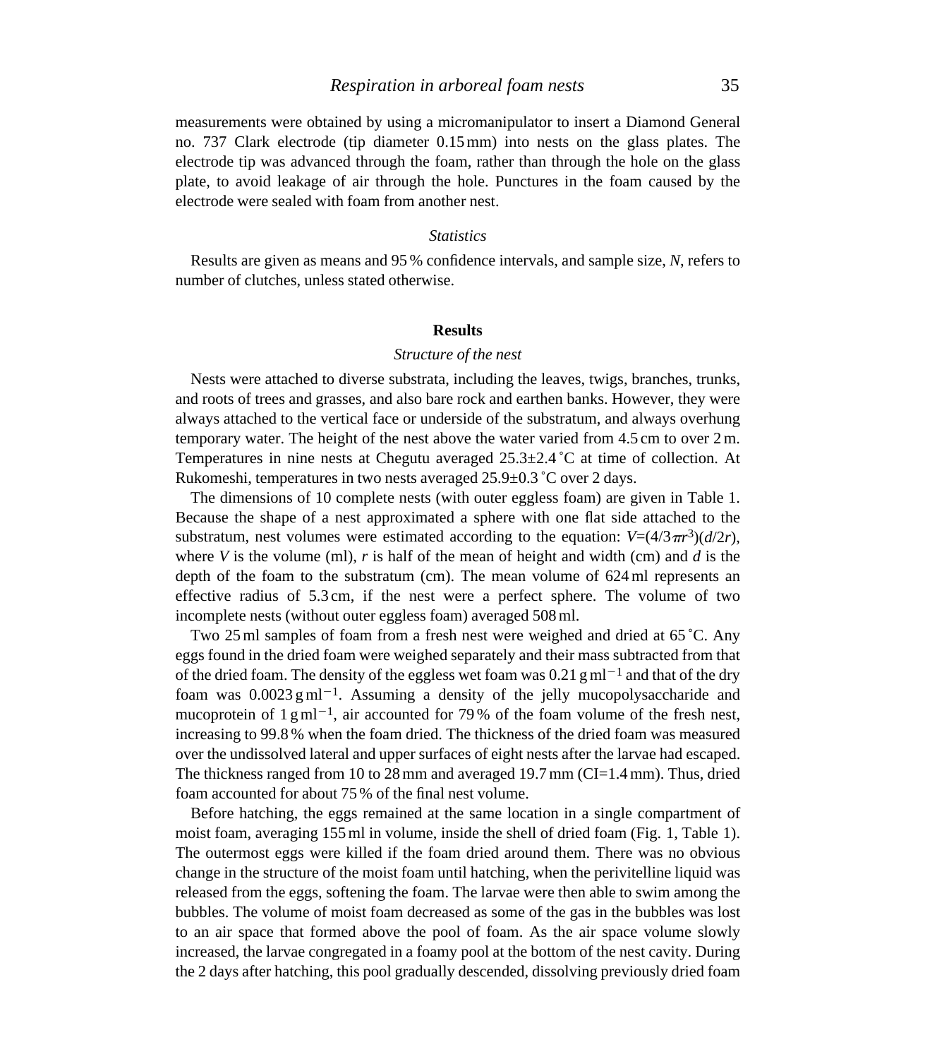measurements were obtained by using a micromanipulator to insert a Diamond General no. 737 Clark electrode (tip diameter 0.15 mm) into nests on the glass plates. The electrode tip was advanced through the foam, rather than through the hole on the glass plate, to avoid leakage of air through the hole. Punctures in the foam caused by the electrode were sealed with foam from another nest.

### *Statistics*

Results are given as means and 95 % confidence intervals, and sample size, *N*, refers to number of clutches, unless stated otherwise.

## Results

### *Structure of the nest*

Nests were attached to diverse substrata, including the leaves, twigs, branches, trunks, and roots of trees and grasses, and also bare rock and earthen banks. However, they were always attached to the vertical face or underside of the substratum, and always overhung temporary water. The height of the nest above the water varied from 4.5 cm to over 2 m. Temperatures in nine nests at Chegutu averaged 25.3±2.4 ˚C at time of collection. At Rukomeshi, temperatures in two nests averaged 25.9±0.3 ˚C over 2 days.

The dimensions of 10 complete nests (with outer eggless foam) are given in Table 1. Because the shape of a nest approximated a sphere with one flat side attached to the substratum, nest volumes were estimated according to the equation: $V=(4/3\pi r^3)(d/2r)$, where $V$ is the volume (ml), $r$ is half of the mean of height and width (cm) and $d$ is the depth of the foam to the substratum (cm). The mean volume of 624 ml represents an effective radius of 5.3 cm, if the nest were a perfect sphere. The volume of two incomplete nests (without outer eggless foam) averaged 508 ml.

Two 25 ml samples of foam from a fresh nest were weighed and dried at 65 ˚C. Any eggs found in the dried foam were weighed separately and their mass subtracted from that of the dried foam. The density of the eggless wet foam was 0.21 g ml$^{-1}$ and that of the dry foam was 0.0023 g ml$^{-1}$. Assuming a density of the jelly mucopolysaccharide and mucoprotein of 1 g ml$^{-1}$, air accounted for 79 % of the foam volume of the fresh nest, increasing to 99.8 % when the foam dried. The thickness of the dried foam was measured over the undissolved lateral and upper surfaces of eight nests after the larvae had escaped. The thickness ranged from 10 to 28 mm and averaged 19.7 mm (CI=1.4 mm). Thus, dried foam accounted for about 75 % of the final nest volume.

Before hatching, the eggs remained at the same location in a single compartment of moist foam, averaging 155 ml in volume, inside the shell of dried foam (Fig. 1, Table 1). The outermost eggs were killed if the foam dried around them. There was no obvious change in the structure of the moist foam until hatching, when the perivitelline liquid was released from the eggs, softening the foam. The larvae were then able to swim among the bubbles. The volume of moist foam decreased as some of the gas in the bubbles was lost to an air space that formed above the pool of foam. As the air space volume slowly increased, the larvae congregated in a foamy pool at the bottom of the nest cavity. During the 2 days after hatching, this pool gradually descended, dissolving previously dried foam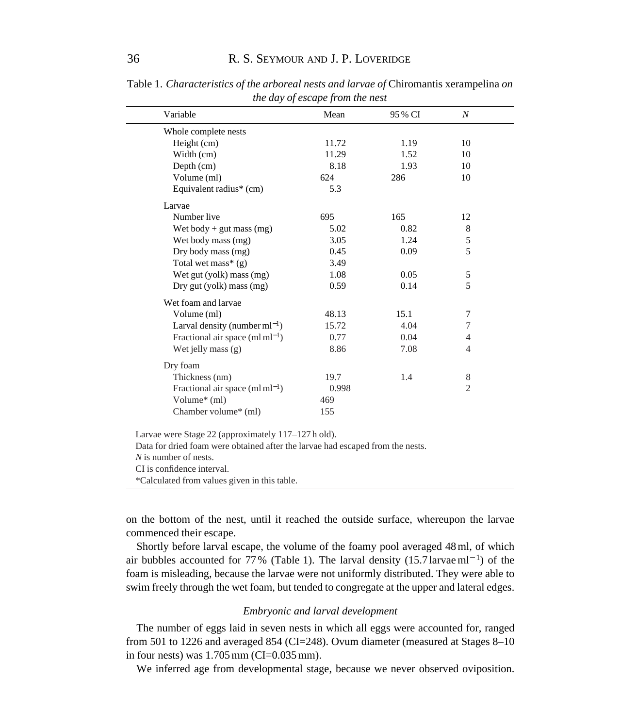Table 1. *Characteristics of the arboreal nests and larvae of* Chiromantis xerampelina *on the day of escape from the nest*

| Variable | Mean | 95 % CI | *N* |
|---|---|---|---|
| Whole complete nests | | | |
| Height (cm) | 11.72 | 1.19 | 10 |
| Width (cm) | 11.29 | 1.52 | 10 |
| Depth (cm) | 8.18 | 1.93 | 10 |
| Volume (ml) | 624 | 286 | 10 |
| Equivalent radius* (cm) | 5.3 | | |
| Larvae | | | |
| Number live | 695 | 165 | 12 |
| Wet body + gut mass (mg) | 5.02 | 0.82 | 8 |
| Wet body mass (mg) | 3.05 | 1.24 | 5 |
| Dry body mass (mg) | 0.45 | 0.09 | 5 |
| Total wet mass* (g) | 3.49 | | |
| Wet gut (yolk) mass (mg) | 1.08 | 0.05 | 5 |
| Dry gut (yolk) mass (mg) | 0.59 | 0.14 | 5 |
| Wet foam and larvae | | | |
| Volume (ml) | 48.13 | 15.1 | 7 |
| Larval density (number $ml^{-1}$) | 15.72 | 4.04 | 7 |
| Fractional air space (ml $ml^{-1}$) | 0.77 | 0.04 | 4 |
| Wet jelly mass (g) | 8.86 | 7.08 | 4 |
| Dry foam | | | |
| Thickness (nm) | 19.7 | 1.4 | 8 |
| Fractional air space (ml $ml^{-1}$) | 0.998 | | 2 |
| Volume* (ml) | 469 | | |
| Chamber volume* (ml) | 155 | | |

Larvae were Stage 22 (approximately 117–127 h old).
Data for dried foam were obtained after the larvae had escaped from the nests.
*N* is number of nests.
CI is confidence interval.
*Calculated from values given in this table.

on the bottom of the nest, until it reached the outside surface, whereupon the larvae commenced their escape.

Shortly before larval escape, the volume of the foamy pool averaged 48 ml, of which air bubbles accounted for 77 % (Table 1). The larval density (15.7 larvae $ml^{-1}$) of the foam is misleading, because the larvae were not uniformly distributed. They were able to swim freely through the wet foam, but tended to congregate at the upper and lateral edges.

### *Embryonic and larval development*

The number of eggs laid in seven nests in which all eggs were accounted for, ranged from 501 to 1226 and averaged 854 (CI=248). Ovum diameter (measured at Stages 8–10 in four nests) was 1.705 mm (CI=0.035 mm).

We inferred age from developmental stage, because we never observed oviposition.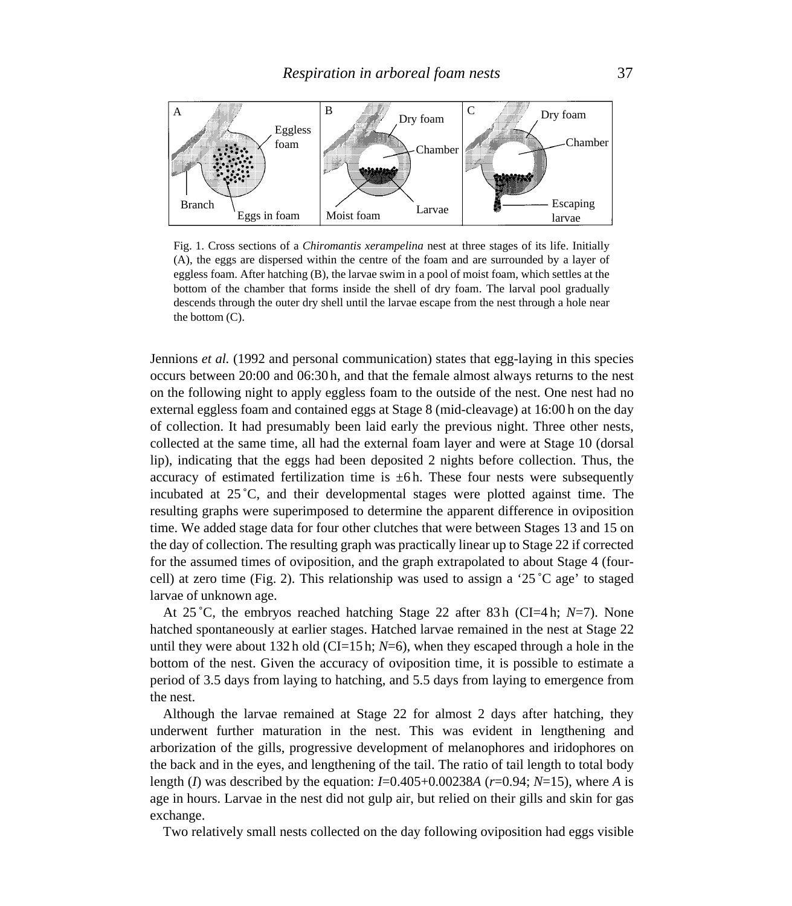Fig. 1. Cross sections of a *Chiromantis xerampelina* nest at three stages of its life. Initially (A), the eggs are dispersed within the centre of the foam and are surrounded by a layer of eggless foam. After hatching (B), the larvae swim in a pool of moist foam, which settles at the bottom of the chamber that forms inside the shell of dry foam. The larval pool gradually descends through the outer dry shell until the larvae escape from the nest through a hole near the bottom (C).

Jennions *et al.* (1992 and personal communication) states that egg-laying in this species occurs between 20:00 and 06:30 h, and that the female almost always returns to the nest on the following night to apply eggless foam to the outside of the nest. One nest had no external eggless foam and contained eggs at Stage 8 (mid-cleavage) at 16:00 h on the day of collection. It had presumably been laid early the previous night. Three other nests, collected at the same time, all had the external foam layer and were at Stage 10 (dorsal lip), indicating that the eggs had been deposited 2 nights before collection. Thus, the accuracy of estimated fertilization time is ±6 h. These four nests were subsequently incubated at 25 ˚C, and their developmental stages were plotted against time. The resulting graphs were superimposed to determine the apparent difference in oviposition time. We added stage data for four other clutches that were between Stages 13 and 15 on the day of collection. The resulting graph was practically linear up to Stage 22 if corrected for the assumed times of oviposition, and the graph extrapolated to about Stage 4 (four-cell) at zero time (Fig. 2). This relationship was used to assign a '25 ˚C age' to staged larvae of unknown age.

At 25 ˚C, the embryos reached hatching Stage 22 after 83 h (CI=4 h; $N$=7). None hatched spontaneously at earlier stages. Hatched larvae remained in the nest at Stage 22 until they were about 132 h old (CI=15 h; $N$=6), when they escaped through a hole in the bottom of the nest. Given the accuracy of oviposition time, it is possible to estimate a period of 3.5 days from laying to hatching, and 5.5 days from laying to emergence from the nest.

Although the larvae remained at Stage 22 for almost 2 days after hatching, they underwent further maturation in the nest. This was evident in lengthening and arborization of the gills, progressive development of melanophores and iridophores on the back and in the eyes, and lengthening of the tail. The ratio of tail length to total body length ($I$) was described by the equation: $I=0.405+0.00238A$ ($r$=0.94; $N$=15), where $A$ is age in hours. Larvae in the nest did not gulp air, but relied on their gills and skin for gas exchange.

Two relatively small nests collected on the day following oviposition had eggs visible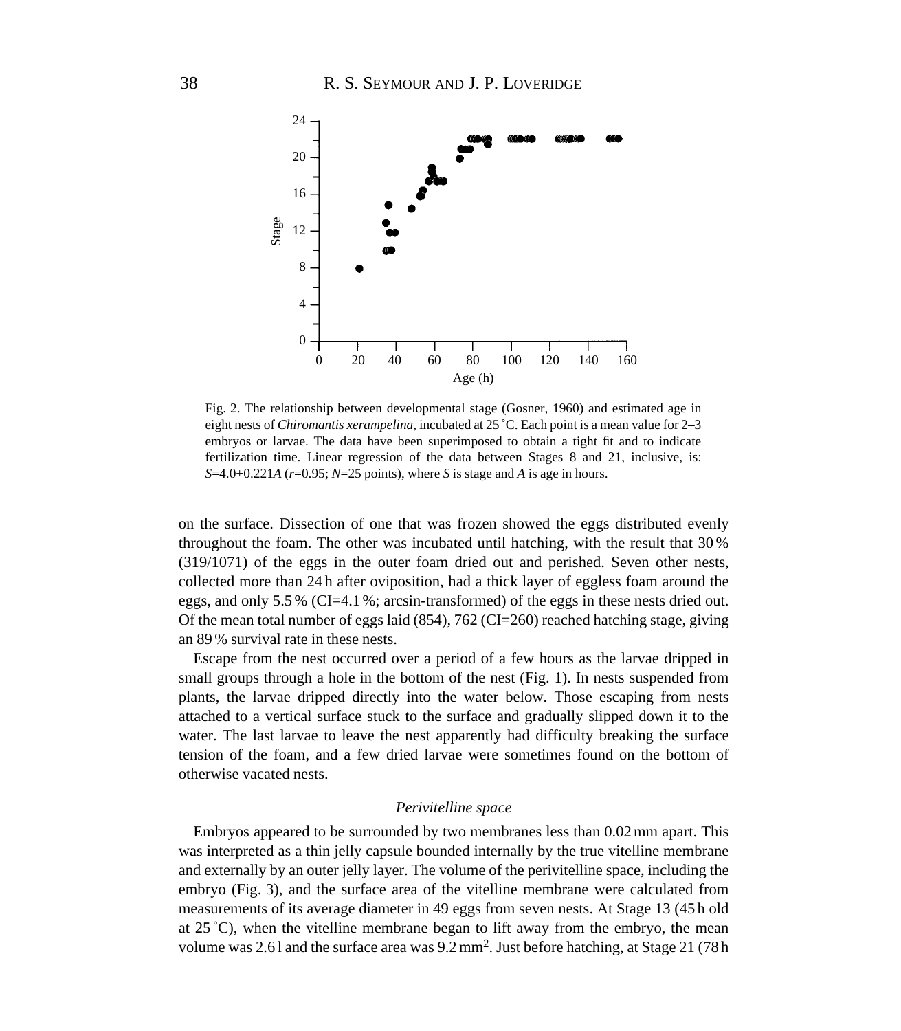Fig. 2. The relationship between developmental stage (Gosner, 1960) and estimated age in eight nests of *Chiromantis xerampelina,* incubated at 25 ˚C. Each point is a mean value for 2–3 embryos or larvae. The data have been superimposed to obtain a tight fit and to indicate fertilization time. Linear regression of the data between Stages 8 and 21, inclusive, is: $S$=4.0+0.221$A$ ($r$=0.95; $N$=25 points), where $S$ is stage and $A$ is age in hours.

on the surface. Dissection of one that was frozen showed the eggs distributed evenly throughout the foam. The other was incubated until hatching, with the result that 30 % (319/1071) of the eggs in the outer foam dried out and perished. Seven other nests, collected more than 24 h after oviposition, had a thick layer of eggless foam around the eggs, and only 5.5 % (CI=4.1 %; arcsin-transformed) of the eggs in these nests dried out. Of the mean total number of eggs laid (854), 762 (CI=260) reached hatching stage, giving an 89 % survival rate in these nests.

Escape from the nest occurred over a period of a few hours as the larvae dripped in small groups through a hole in the bottom of the nest (Fig. 1). In nests suspended from plants, the larvae dripped directly into the water below. Those escaping from nests attached to a vertical surface stuck to the surface and gradually slipped down it to the water. The last larvae to leave the nest apparently had difficulty breaking the surface tension of the foam, and a few dried larvae were sometimes found on the bottom of otherwise vacated nests.

### *Perivitelline space*

Embryos appeared to be surrounded by two membranes less than 0.02 mm apart. This was interpreted as a thin jelly capsule bounded internally by the true vitelline membrane and externally by an outer jelly layer. The volume of the perivitelline space, including the embryo (Fig. 3), and the surface area of the vitelline membrane were calculated from measurements of its average diameter in 49 eggs from seven nests. At Stage 13 (45 h old at 25 ˚C), when the vitelline membrane began to lift away from the embryo, the mean volume was 2.6 l and the surface area was 9.2 mm$^2$. Just before hatching, at Stage 21 (78 h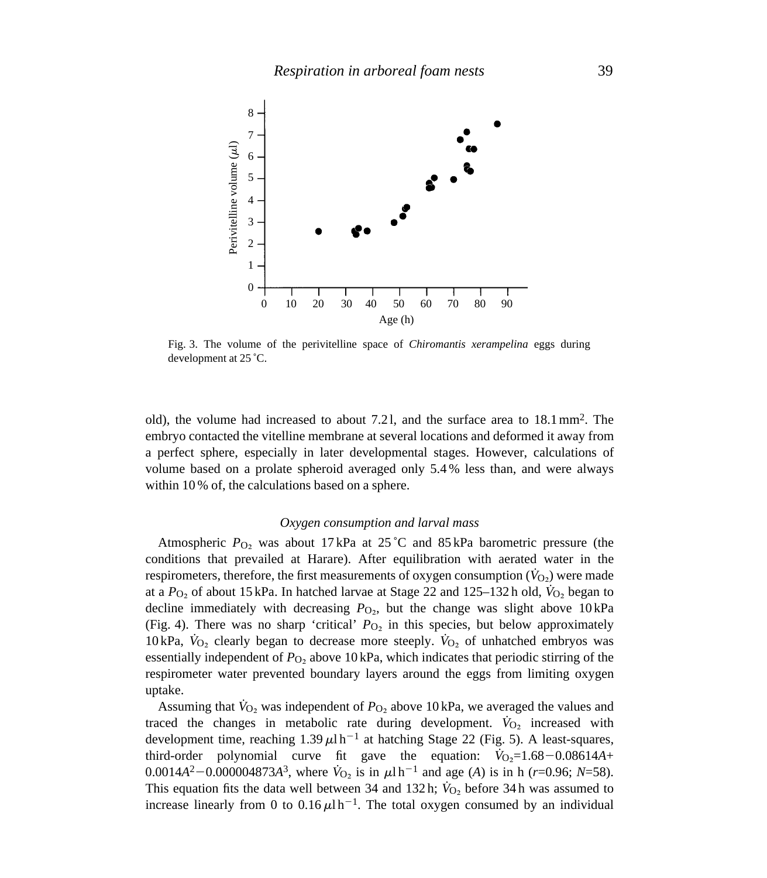Fig. 3. The volume of the perivitelline space of *Chiromantis xerampelina* eggs during development at 25 °C.

old), the volume had increased to about 7.2 l, and the surface area to 18.1 mm$^2$. The embryo contacted the vitelline membrane at several locations and deformed it away from a perfect sphere, especially in later developmental stages. However, calculations of volume based on a prolate spheroid averaged only 5.4 % less than, and were always within 10 % of, the calculations based on a sphere.

### *Oxygen consumption and larval mass*

Atmospheric $P_{O_2}$ was about 17 kPa at 25 °C and 85 kPa barometric pressure (the conditions that prevailed at Harare). After equilibration with aerated water in the respirometers, therefore, the first measurements of oxygen consumption ($\dot{V}_{O_2}$) were made at a $P_{O_2}$ of about 15 kPa. In hatched larvae at Stage 22 and 125–132 h old, $\dot{V}_{O_2}$ began to decline immediately with decreasing $P_{O_2}$, but the change was slight above 10 kPa (Fig. 4). There was no sharp 'critical' $P_{O_2}$ in this species, but below approximately 10 kPa, $\dot{V}_{O_2}$ clearly began to decrease more steeply. $\dot{V}_{O_2}$ of unhatched embryos was essentially independent of $P_{O_2}$ above 10 kPa, which indicates that periodic stirring of the respirometer water prevented boundary layers around the eggs from limiting oxygen uptake.

Assuming that $\dot{V}_{O_2}$ was independent of $P_{O_2}$ above 10 kPa, we averaged the values and traced the changes in metabolic rate during development. $\dot{V}_{O_2}$ increased with development time, reaching 1.39 $\mu$l h$^{-1}$ at hatching Stage 22 (Fig. 5). A least-squares, third-order polynomial curve fit gave the equation: $\dot{V}_{O_2}=1.68-0.08614A+0.0014A^2-0.000004873A^3$, where $\dot{V}_{O_2}$ is in $\mu$l h$^{-1}$ and age ($A$) is in h ($r$=0.96; $N$=58). This equation fits the data well between 34 and 132 h; $\dot{V}_{O_2}$ before 34 h was assumed to increase linearly from 0 to 0.16 $\mu$l h$^{-1}$. The total oxygen consumed by an individual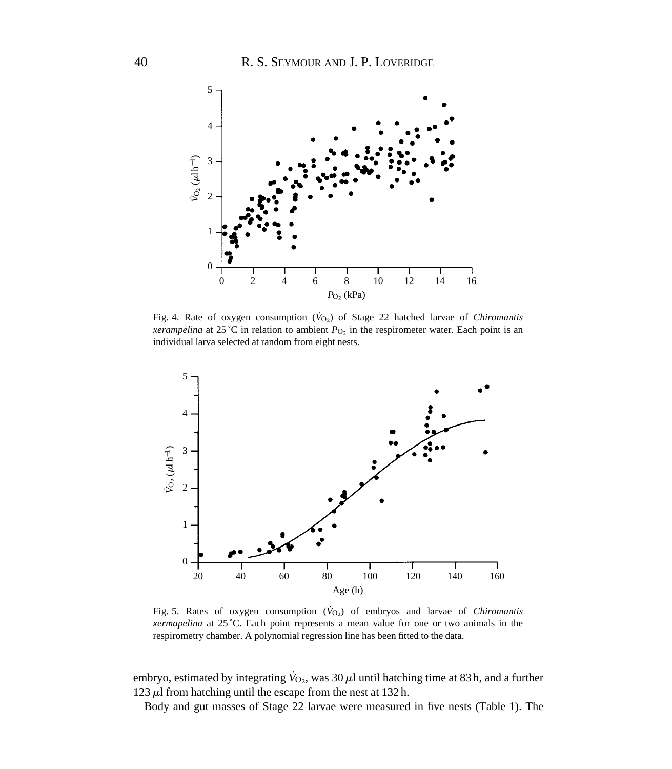Fig. 4. Rate of oxygen consumption ($\dot{V}_{O_2}$) of Stage 22 hatched larvae of *Chiromantis xerampelina* at 25 °C in relation to ambient $P_{O_2}$ in the respirometer water. Each point is an individual larva selected at random from eight nests.

Fig. 5. Rates of oxygen consumption ($\dot{V}_{O_2}$) of embryos and larvae of *Chiromantis xermapelina* at 25 °C. Each point represents a mean value for one or two animals in the respirometry chamber. A polynomial regression line has been fitted to the data.

embryo, estimated by integrating $\dot{V}_{O_2}$, was 30 $\mu$l until hatching time at 83 h, and a further 123 $\mu$l from hatching until the escape from the nest at 132 h.

Body and gut masses of Stage 22 larvae were measured in five nests (Table 1). The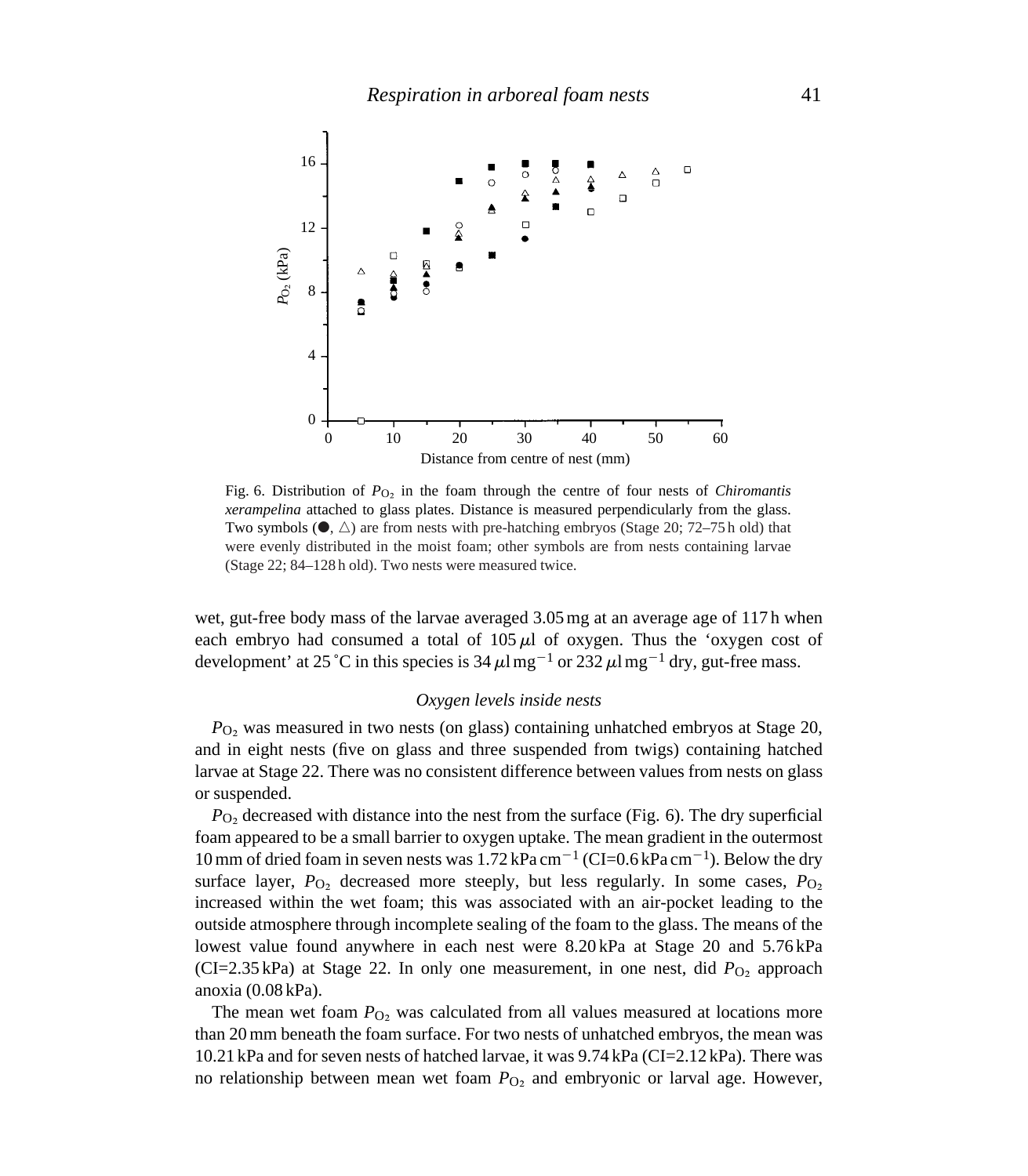Fig. 6. Distribution of $P_{O_2}$ in the foam through the centre of four nests of *Chiromantis xerampelina* attached to glass plates. Distance is measured perpendicularly from the glass. Two symbols (●, △) are from nests with pre-hatching embryos (Stage 20; 72–75 h old) that were evenly distributed in the moist foam; other symbols are from nests containing larvae (Stage 22; 84–128 h old). Two nests were measured twice.

wet, gut-free body mass of the larvae averaged 3.05 mg at an average age of 117 h when each embryo had consumed a total of 105 $\mu$l of oxygen. Thus the 'oxygen cost of development' at 25 °C in this species is 34 $\mu$l mg$^{-1}$ or 232 $\mu$l mg$^{-1}$ dry, gut-free mass.

### *Oxygen levels inside nests*

$P_{O_2}$ was measured in two nests (on glass) containing unhatched embryos at Stage 20, and in eight nests (five on glass and three suspended from twigs) containing hatched larvae at Stage 22. There was no consistent difference between values from nests on glass or suspended.

$P_{O_2}$ decreased with distance into the nest from the surface (Fig. 6). The dry superficial foam appeared to be a small barrier to oxygen uptake. The mean gradient in the outermost 10 mm of dried foam in seven nests was 1.72 kPa cm$^{-1}$ (CI=0.6 kPa cm$^{-1}$). Below the dry surface layer, $P_{O_2}$ decreased more steeply, but less regularly. In some cases, $P_{O_2}$ increased within the wet foam; this was associated with an air-pocket leading to the outside atmosphere through incomplete sealing of the foam to the glass. The means of the lowest value found anywhere in each nest were 8.20 kPa at Stage 20 and 5.76 kPa (CI=2.35 kPa) at Stage 22. In only one measurement, in one nest, did $P_{O_2}$ approach anoxia (0.08 kPa).

The mean wet foam $P_{O_2}$ was calculated from all values measured at locations more than 20 mm beneath the foam surface. For two nests of unhatched embryos, the mean was 10.21 kPa and for seven nests of hatched larvae, it was 9.74 kPa (CI=2.12 kPa). There was no relationship between mean wet foam $P_{O_2}$ and embryonic or larval age. However,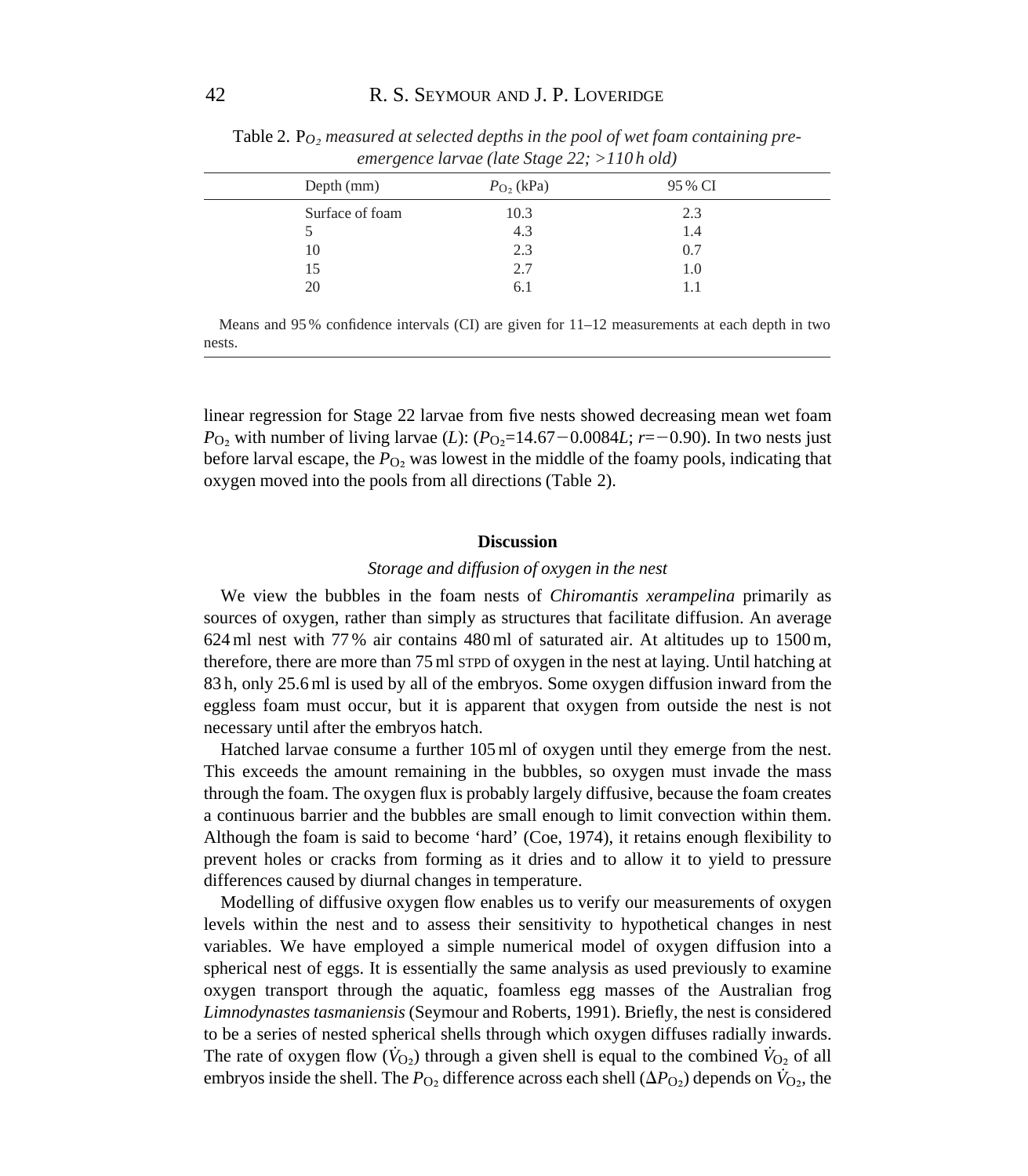Table 2. $P_{O_2}$ *measured at selected depths in the pool of wet foam containing pre-emergence larvae (late Stage 22; >110 h old)*

| Depth (mm) | $P_{O_2}$ (kPa) | 95 % CI |
|---|---|---|
| Surface of foam | 10.3 | 2.3 |
| 5 | 4.3 | 1.4 |
| 10 | 2.3 | 0.7 |
| 15 | 2.7 | 1.0 |
| 20 | 6.1 | 1.1 |

Means and 95 % confidence intervals (CI) are given for 11–12 measurements at each depth in two nests.

linear regression for Stage 22 larvae from five nests showed decreasing mean wet foam $P_{O_2}$ with number of living larvae ($L$): ($P_{O_2}$=14.67−0.0084$L$; $r$=−0.90). In two nests just before larval escape, the $P_{O_2}$ was lowest in the middle of the foamy pools, indicating that oxygen moved into the pools from all directions (Table 2).

## Discussion

### *Storage and diffusion of oxygen in the nest*

We view the bubbles in the foam nests of *Chiromantis xerampelina* primarily as sources of oxygen, rather than simply as structures that facilitate diffusion. An average 624 ml nest with 77 % air contains 480 ml of saturated air. At altitudes up to 1500 m, therefore, there are more than 75 ml STPD of oxygen in the nest at laying. Until hatching at 83 h, only 25.6 ml is used by all of the embryos. Some oxygen diffusion inward from the eggless foam must occur, but it is apparent that oxygen from outside the nest is not necessary until after the embryos hatch.

Hatched larvae consume a further 105 ml of oxygen until they emerge from the nest. This exceeds the amount remaining in the bubbles, so oxygen must invade the mass through the foam. The oxygen flux is probably largely diffusive, because the foam creates a continuous barrier and the bubbles are small enough to limit convection within them. Although the foam is said to become 'hard' (Coe, 1974), it retains enough flexibility to prevent holes or cracks from forming as it dries and to allow it to yield to pressure differences caused by diurnal changes in temperature.

Modelling of diffusive oxygen flow enables us to verify our measurements of oxygen levels within the nest and to assess their sensitivity to hypothetical changes in nest variables. We have employed a simple numerical model of oxygen diffusion into a spherical nest of eggs. It is essentially the same analysis as used previously to examine oxygen transport through the aquatic, foamless egg masses of the Australian frog *Limnodynastes tasmaniensis* (Seymour and Roberts, 1991). Briefly, the nest is considered to be a series of nested spherical shells through which oxygen diffuses radially inwards. The rate of oxygen flow ($\dot{V}_{O_2}$) through a given shell is equal to the combined $\dot{V}_{O_2}$ of all embryos inside the shell. The $P_{O_2}$ difference across each shell ($\Delta P_{O_2}$) depends on $\dot{V}_{O_2}$, the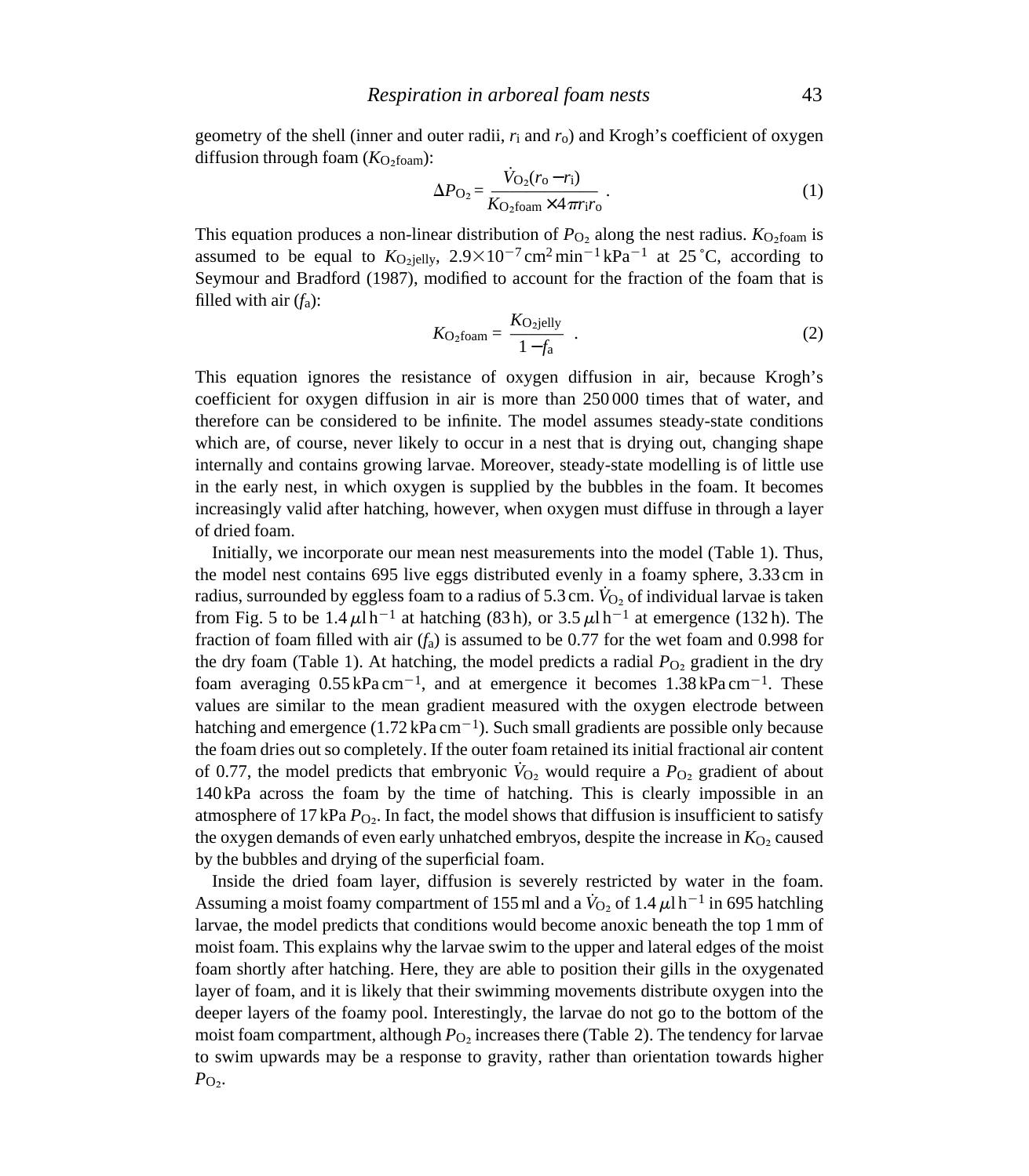geometry of the shell (inner and outer radii, $r_i$ and $r_o$) and Krogh's coefficient of oxygen diffusion through foam ($K_{O_2foam}$):

$$\Delta P_{O_2} = \frac{\dot{V}_{O_2}(r_o - r_i)}{K_{O_2foam} \times 4\pi r_i r_o} . \quad (1)$$

This equation produces a non-linear distribution of $P_{O_2}$ along the nest radius. $K_{O_2foam}$ is assumed to be equal to $K_{O_2jelly}$, $2.9\times10^{-7}\,cm^2\,min^{-1}\,kPa^{-1}$ at 25 °C, according to Seymour and Bradford (1987), modified to account for the fraction of the foam that is filled with air ($f_a$):

$$K_{O_2foam} = \frac{K_{O_2jelly}}{1 - f_a} . \quad (2)$$

This equation ignores the resistance of oxygen diffusion in air, because Krogh's coefficient for oxygen diffusion in air is more than 250 000 times that of water, and therefore can be considered to be infinite. The model assumes steady-state conditions which are, of course, never likely to occur in a nest that is drying out, changing shape internally and contains growing larvae. Moreover, steady-state modelling is of little use in the early nest, in which oxygen is supplied by the bubbles in the foam. It becomes increasingly valid after hatching, however, when oxygen must diffuse in through a layer of dried foam.

Initially, we incorporate our mean nest measurements into the model (Table 1). Thus, the model nest contains 695 live eggs distributed evenly in a foamy sphere, 3.33 cm in radius, surrounded by eggless foam to a radius of 5.3 cm. $\dot{V}_{O_2}$ of individual larvae is taken from Fig. 5 to be $1.4\,\mu l\,h^{-1}$ at hatching (83 h), or $3.5\,\mu l\,h^{-1}$ at emergence (132 h). The fraction of foam filled with air ($f_a$) is assumed to be 0.77 for the wet foam and 0.998 for the dry foam (Table 1). At hatching, the model predicts a radial $P_{O_2}$ gradient in the dry foam averaging $0.55\,kPa\,cm^{-1}$, and at emergence it becomes $1.38\,kPa\,cm^{-1}$. These values are similar to the mean gradient measured with the oxygen electrode between hatching and emergence ($1.72\,kPa\,cm^{-1}$). Such small gradients are possible only because the foam dries out so completely. If the outer foam retained its initial fractional air content of 0.77, the model predicts that embryonic $\dot{V}_{O_2}$ would require a $P_{O_2}$ gradient of about 140 kPa across the foam by the time of hatching. This is clearly impossible in an atmosphere of 17 kPa $P_{O_2}$. In fact, the model shows that diffusion is insufficient to satisfy the oxygen demands of even early unhatched embryos, despite the increase in $K_{O_2}$ caused by the bubbles and drying of the superficial foam.

Inside the dried foam layer, diffusion is severely restricted by water in the foam. Assuming a moist foamy compartment of 155 ml and a $\dot{V}_{O_2}$ of $1.4\,\mu l\,h^{-1}$ in 695 hatchling larvae, the model predicts that conditions would become anoxic beneath the top 1 mm of moist foam. This explains why the larvae swim to the upper and lateral edges of the moist foam shortly after hatching. Here, they are able to position their gills in the oxygenated layer of foam, and it is likely that their swimming movements distribute oxygen into the deeper layers of the foamy pool. Interestingly, the larvae do not go to the bottom of the moist foam compartment, although $P_{O_2}$ increases there (Table 2). The tendency for larvae to swim upwards may be a response to gravity, rather than orientation towards higher $P_{O_2}$.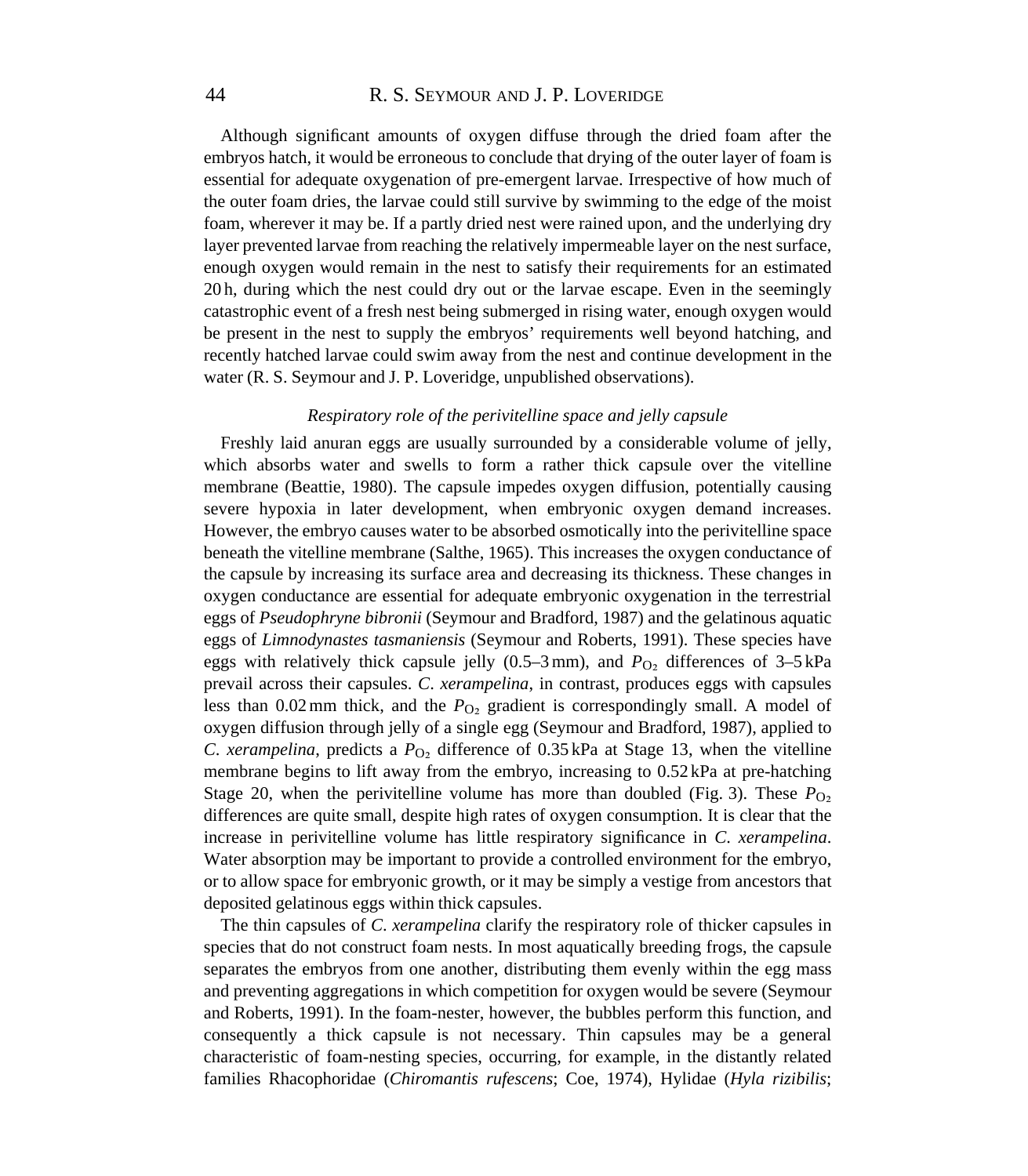Although significant amounts of oxygen diffuse through the dried foam after the embryos hatch, it would be erroneous to conclude that drying of the outer layer of foam is essential for adequate oxygenation of pre-emergent larvae. Irrespective of how much of the outer foam dries, the larvae could still survive by swimming to the edge of the moist foam, wherever it may be. If a partly dried nest were rained upon, and the underlying dry layer prevented larvae from reaching the relatively impermeable layer on the nest surface, enough oxygen would remain in the nest to satisfy their requirements for an estimated 20 h, during which the nest could dry out or the larvae escape. Even in the seemingly catastrophic event of a fresh nest being submerged in rising water, enough oxygen would be present in the nest to supply the embryos' requirements well beyond hatching, and recently hatched larvae could swim away from the nest and continue development in the water (R. S. Seymour and J. P. Loveridge, unpublished observations).

### *Respiratory role of the perivitelline space and jelly capsule*

Freshly laid anuran eggs are usually surrounded by a considerable volume of jelly, which absorbs water and swells to form a rather thick capsule over the vitelline membrane (Beattie, 1980). The capsule impedes oxygen diffusion, potentially causing severe hypoxia in later development, when embryonic oxygen demand increases. However, the embryo causes water to be absorbed osmotically into the perivitelline space beneath the vitelline membrane (Salthe, 1965). This increases the oxygen conductance of the capsule by increasing its surface area and decreasing its thickness. These changes in oxygen conductance are essential for adequate embryonic oxygenation in the terrestrial eggs of *Pseudophryne bibronii* (Seymour and Bradford, 1987) and the gelatinous aquatic eggs of *Limnodynastes tasmaniensis* (Seymour and Roberts, 1991). These species have eggs with relatively thick capsule jelly (0.5–3 mm), and $P_{O_2}$ differences of 3–5 kPa prevail across their capsules. *C. xerampelina*, in contrast, produces eggs with capsules less than 0.02 mm thick, and the $P_{O_2}$ gradient is correspondingly small. A model of oxygen diffusion through jelly of a single egg (Seymour and Bradford, 1987), applied to *C. xerampelina*, predicts a $P_{O_2}$ difference of 0.35 kPa at Stage 13, when the vitelline membrane begins to lift away from the embryo, increasing to 0.52 kPa at pre-hatching Stage 20, when the perivitelline volume has more than doubled (Fig. 3). These $P_{O_2}$ differences are quite small, despite high rates of oxygen consumption. It is clear that the increase in perivitelline volume has little respiratory significance in *C. xerampelina*. Water absorption may be important to provide a controlled environment for the embryo, or to allow space for embryonic growth, or it may be simply a vestige from ancestors that deposited gelatinous eggs within thick capsules.

The thin capsules of *C. xerampelina* clarify the respiratory role of thicker capsules in species that do not construct foam nests. In most aquatically breeding frogs, the capsule separates the embryos from one another, distributing them evenly within the egg mass and preventing aggregations in which competition for oxygen would be severe (Seymour and Roberts, 1991). In the foam-nester, however, the bubbles perform this function, and consequently a thick capsule is not necessary. Thin capsules may be a general characteristic of foam-nesting species, occurring, for example, in the distantly related families Rhacophoridae (*Chiromantis rufescens*; Coe, 1974), Hylidae (*Hyla rizibilis*;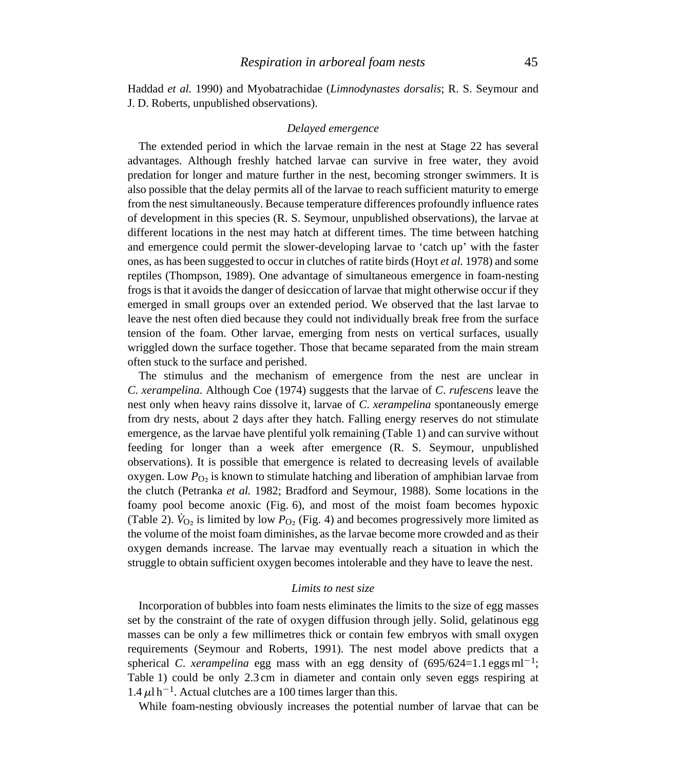Haddad *et al.* 1990) and Myobatrachidae (*Limnodynastes dorsalis*; R. S. Seymour and J. D. Roberts, unpublished observations).

### *Delayed emergence*

The extended period in which the larvae remain in the nest at Stage 22 has several advantages. Although freshly hatched larvae can survive in free water, they avoid predation for longer and mature further in the nest, becoming stronger swimmers. It is also possible that the delay permits all of the larvae to reach sufficient maturity to emerge from the nest simultaneously. Because temperature differences profoundly influence rates of development in this species (R. S. Seymour, unpublished observations), the larvae at different locations in the nest may hatch at different times. The time between hatching and emergence could permit the slower-developing larvae to 'catch up' with the faster ones, as has been suggested to occur in clutches of ratite birds (Hoyt *et al.* 1978) and some reptiles (Thompson, 1989). One advantage of simultaneous emergence in foam-nesting frogs is that it avoids the danger of desiccation of larvae that might otherwise occur if they emerged in small groups over an extended period. We observed that the last larvae to leave the nest often died because they could not individually break free from the surface tension of the foam. Other larvae, emerging from nests on vertical surfaces, usually wriggled down the surface together. Those that became separated from the main stream often stuck to the surface and perished.

The stimulus and the mechanism of emergence from the nest are unclear in *C. xerampelina*. Although Coe (1974) suggests that the larvae of *C. rufescens* leave the nest only when heavy rains dissolve it, larvae of *C. xerampelina* spontaneously emerge from dry nests, about 2 days after they hatch. Falling energy reserves do not stimulate emergence, as the larvae have plentiful yolk remaining (Table 1) and can survive without feeding for longer than a week after emergence (R. S. Seymour, unpublished observations). It is possible that emergence is related to decreasing levels of available oxygen. Low $P_{O_2}$ is known to stimulate hatching and liberation of amphibian larvae from the clutch (Petranka *et al.* 1982; Bradford and Seymour, 1988). Some locations in the foamy pool become anoxic (Fig. 6), and most of the moist foam becomes hypoxic (Table 2). $\dot{V}_{O_2}$ is limited by low $P_{O_2}$ (Fig. 4) and becomes progressively more limited as the volume of the moist foam diminishes, as the larvae become more crowded and as their oxygen demands increase. The larvae may eventually reach a situation in which the struggle to obtain sufficient oxygen becomes intolerable and they have to leave the nest.

### *Limits to nest size*

Incorporation of bubbles into foam nests eliminates the limits to the size of egg masses set by the constraint of the rate of oxygen diffusion through jelly. Solid, gelatinous egg masses can be only a few millimetres thick or contain few embryos with small oxygen requirements (Seymour and Roberts, 1991). The nest model above predicts that a spherical *C. xerampelina* egg mass with an egg density of (695/624=1.1 eggs ml$^{-1}$; Table 1) could be only 2.3 cm in diameter and contain only seven eggs respiring at 1.4 $\mu$l h$^{-1}$. Actual clutches are a 100 times larger than this.

While foam-nesting obviously increases the potential number of larvae that can be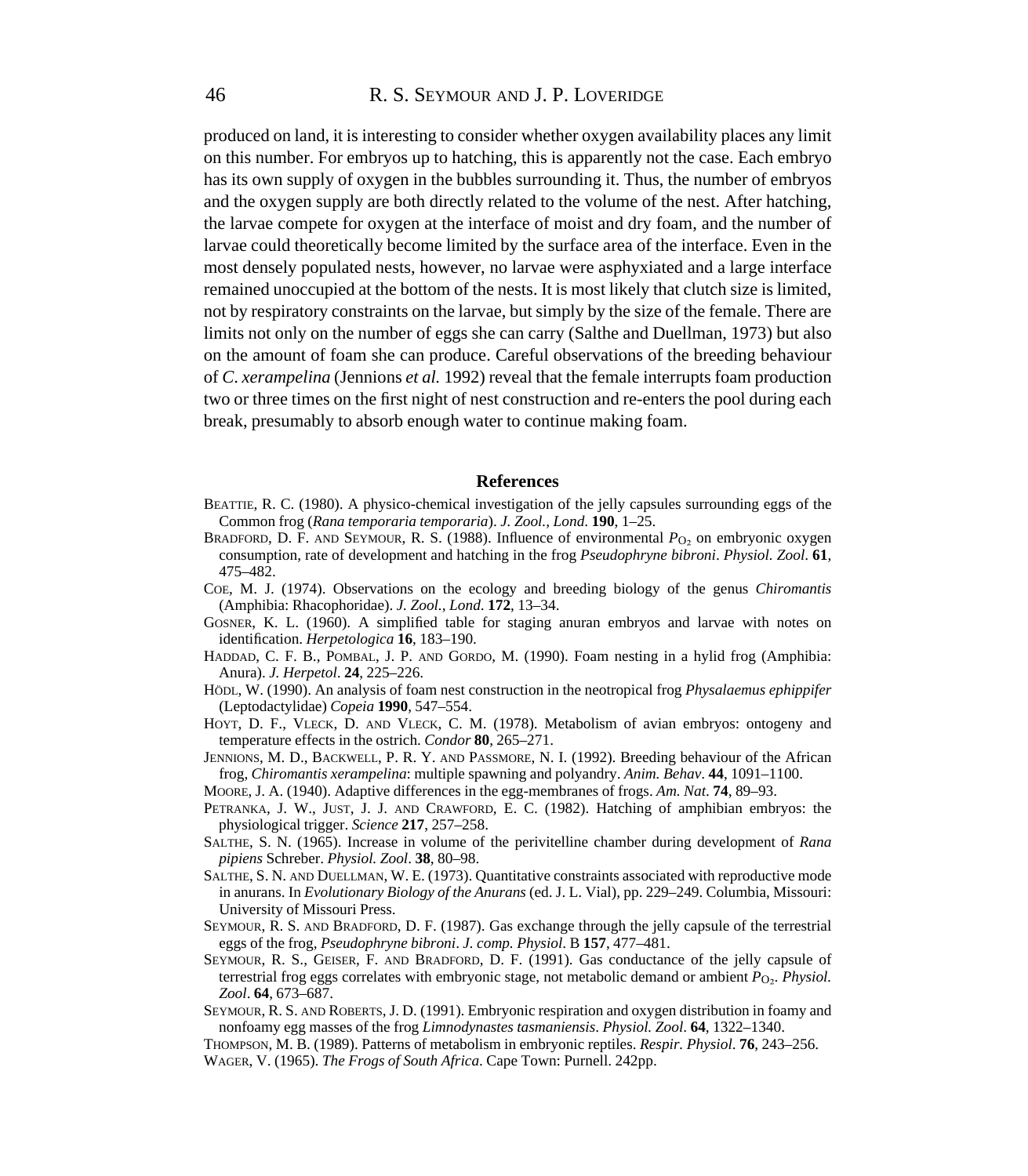produced on land, it is interesting to consider whether oxygen availability places any limit on this number. For embryos up to hatching, this is apparently not the case. Each embryo has its own supply of oxygen in the bubbles surrounding it. Thus, the number of embryos and the oxygen supply are both directly related to the volume of the nest. After hatching, the larvae compete for oxygen at the interface of moist and dry foam, and the number of larvae could theoretically become limited by the surface area of the interface. Even in the most densely populated nests, however, no larvae were asphyxiated and a large interface remained unoccupied at the bottom of the nests. It is most likely that clutch size is limited, not by respiratory constraints on the larvae, but simply by the size of the female. There are limits not only on the number of eggs she can carry (Salthe and Duellman, 1973) but also on the amount of foam she can produce. Careful observations of the breeding behaviour of *C. xerampelina* (Jennions *et al.* 1992) reveal that the female interrupts foam production two or three times on the first night of nest construction and re-enters the pool during each break, presumably to absorb enough water to continue making foam.

## References

Beattie, R. C. (1980). A physico-chemical investigation of the jelly capsules surrounding eggs of the Common frog (*Rana temporaria temporaria*). *J. Zool., Lond.* **190**, 1–25.

Bradford, D. F. and Seymour, R. S. (1988). Influence of environmental $P_{O_2}$ on embryonic oxygen consumption, rate of development and hatching in the frog *Pseudophryne bibroni*. *Physiol. Zool.* **61**, 475–482.

Coe, M. J. (1974). Observations on the ecology and breeding biology of the genus *Chiromantis* (Amphibia: Rhacophoridae). *J. Zool., Lond.* **172**, 13–34.

Gosner, K. L. (1960). A simplified table for staging anuran embryos and larvae with notes on identification. *Herpetologica* **16**, 183–190.

Haddad, C. F. B., Pombal, J. P. and Gordo, M. (1990). Foam nesting in a hylid frog (Amphibia: Anura). *J. Herpetol.* **24**, 225–226.

Hödl, W. (1990). An analysis of foam nest construction in the neotropical frog *Physalaemus ephippifer* (Leptodactylidae) *Copeia* **1990**, 547–554.

Hoyt, D. F., Vleck, D. and Vleck, C. M. (1978). Metabolism of avian embryos: ontogeny and temperature effects in the ostrich. *Condor* **80**, 265–271.

Jennions, M. D., Backwell, P. R. Y. and Passmore, N. I. (1992). Breeding behaviour of the African frog, *Chiromantis xerampelina*: multiple spawning and polyandry. *Anim. Behav.* **44**, 1091–1100.

Moore, J. A. (1940). Adaptive differences in the egg-membranes of frogs. *Am. Nat.* **74**, 89–93.

Petranka, J. W., Just, J. J. and Crawford, E. C. (1982). Hatching of amphibian embryos: the physiological trigger. *Science* **217**, 257–258.

Salthe, S. N. (1965). Increase in volume of the perivitelline chamber during development of *Rana pipiens* Schreber. *Physiol. Zool.* **38**, 80–98.

Salthe, S. N. and Duellman, W. E. (1973). Quantitative constraints associated with reproductive mode in anurans. In *Evolutionary Biology of the Anurans* (ed. J. L. Vial), pp. 229–249. Columbia, Missouri: University of Missouri Press.

Seymour, R. S. and Bradford, D. F. (1987). Gas exchange through the jelly capsule of the terrestrial eggs of the frog, *Pseudophryne bibroni*. *J. comp. Physiol.* B **157**, 477–481.

Seymour, R. S., Geiser, F. and Bradford, D. F. (1991). Gas conductance of the jelly capsule of terrestrial frog eggs correlates with embryonic stage, not metabolic demand or ambient $P_{O_2}$. *Physiol. Zool.* **64**, 673–687.

Seymour, R. S. and Roberts, J. D. (1991). Embryonic respiration and oxygen distribution in foamy and nonfoamy egg masses of the frog *Limnodynastes tasmaniensis*. *Physiol. Zool.* **64**, 1322–1340.

Thompson, M. B. (1989). Patterns of metabolism in embryonic reptiles. *Respir. Physiol.* **76**, 243–256.

Wager, V. (1965). *The Frogs of South Africa*. Cape Town: Purnell. 242pp.